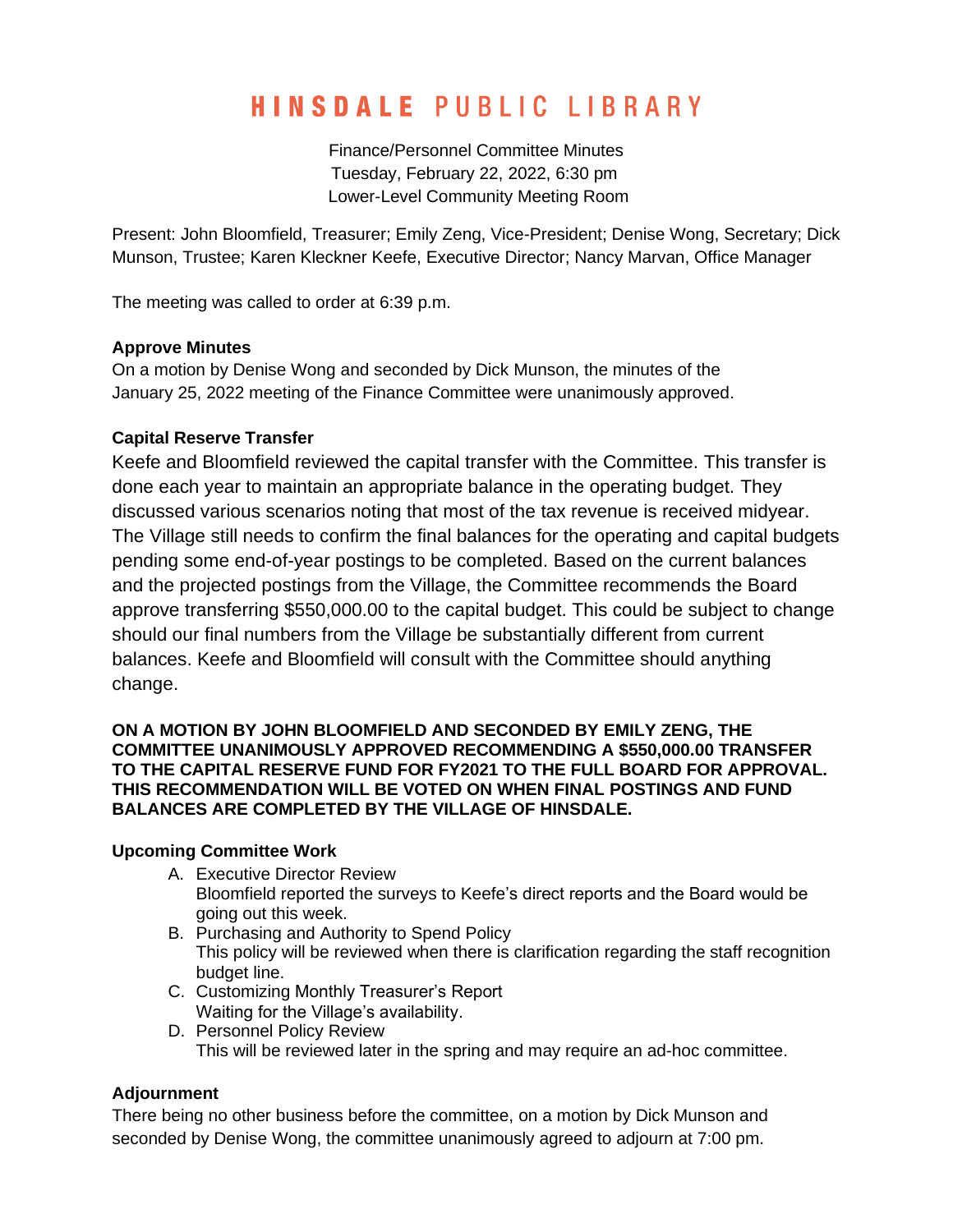# HINSDALE PUBLIC LIBRARY

Finance/Personnel Committee Minutes
Tuesday, February 22, 2022, 6:30 pm
Lower-Level Community Meeting Room

Present: John Bloomfield, Treasurer; Emily Zeng, Vice-President; Denise Wong, Secretary; Dick Munson, Trustee; Karen Kleckner Keefe, Executive Director; Nancy Marvan, Office Manager

The meeting was called to order at 6:39 p.m.

**Approve Minutes**
On a motion by Denise Wong and seconded by Dick Munson, the minutes of the January 25, 2022 meeting of the Finance Committee were unanimously approved.

**Capital Reserve Transfer**
Keefe and Bloomfield reviewed the capital transfer with the Committee. This transfer is done each year to maintain an appropriate balance in the operating budget. They discussed various scenarios noting that most of the tax revenue is received midyear. The Village still needs to confirm the final balances for the operating and capital budgets pending some end-of-year postings to be completed. Based on the current balances and the projected postings from the Village, the Committee recommends the Board approve transferring $550,000.00 to the capital budget. This could be subject to change should our final numbers from the Village be substantially different from current balances. Keefe and Bloomfield will consult with the Committee should anything change.

**ON A MOTION BY JOHN BLOOMFIELD AND SECONDED BY EMILY ZENG, THE COMMITTEE UNANIMOUSLY APPROVED RECOMMENDING A $550,000.00 TRANSFER TO THE CAPITAL RESERVE FUND FOR FY2021 TO THE FULL BOARD FOR APPROVAL. THIS RECOMMENDATION WILL BE VOTED ON WHEN FINAL POSTINGS AND FUND BALANCES ARE COMPLETED BY THE VILLAGE OF HINSDALE.**

**Upcoming Committee Work**

A. Executive Director Review
Bloomfield reported the surveys to Keefe's direct reports and the Board would be going out this week.

B. Purchasing and Authority to Spend Policy
This policy will be reviewed when there is clarification regarding the staff recognition budget line.

C. Customizing Monthly Treasurer's Report
Waiting for the Village's availability.

D. Personnel Policy Review
This will be reviewed later in the spring and may require an ad-hoc committee.

**Adjournment**
There being no other business before the committee, on a motion by Dick Munson and seconded by Denise Wong, the committee unanimously agreed to adjourn at 7:00 pm.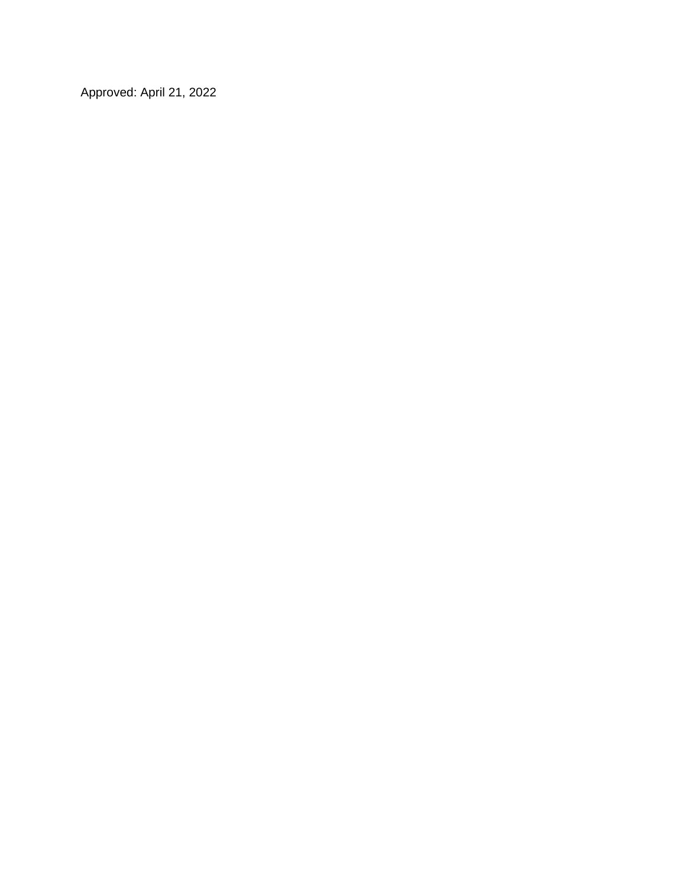Approved: April 21, 2022